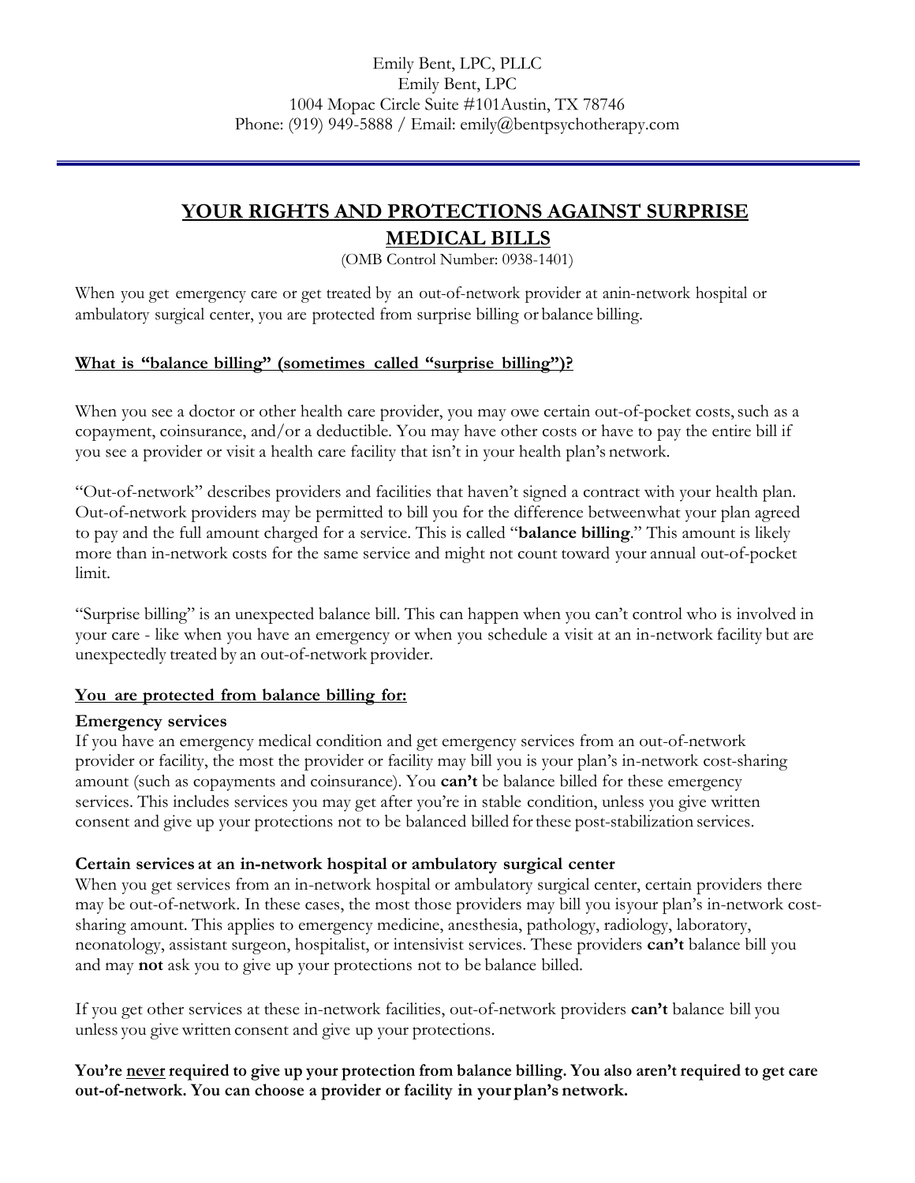Emily Bent, LPC, PLLC
Emily Bent, LPC
1004 Mopac Circle Suite #101Austin, TX 78746
Phone: (919) 949-5888 / Email: emily@bentpsychotherapy.com

# YOUR RIGHTS AND PROTECTIONS AGAINST SURPRISE MEDICAL BILLS

(OMB Control Number: 0938-1401)

When you get emergency care or get treated by an out-of-network provider at anin-network hospital or ambulatory surgical center, you are protected from surprise billing or balance billing.

## What is "balance billing" (sometimes called "surprise billing")?

When you see a doctor or other health care provider, you may owe certain out-of-pocket costs, such as a copayment, coinsurance, and/or a deductible. You may have other costs or have to pay the entire bill if you see a provider or visit a health care facility that isn't in your health plan's network.

"Out-of-network" describes providers and facilities that haven't signed a contract with your health plan. Out-of-network providers may be permitted to bill you for the difference betweenwhat your plan agreed to pay and the full amount charged for a service. This is called "**balance billing**." This amount is likely more than in-network costs for the same service and might not count toward your annual out-of-pocket limit.

"Surprise billing" is an unexpected balance bill. This can happen when you can't control who is involved in your care - like when you have an emergency or when you schedule a visit at an in-network facility but are unexpectedly treated by an out-of-network provider.

## You are protected from balance billing for:

### Emergency services

If you have an emergency medical condition and get emergency services from an out-of-network provider or facility, the most the provider or facility may bill you is your plan's in-network cost-sharing amount (such as copayments and coinsurance). You **can't** be balance billed for these emergency services. This includes services you may get after you're in stable condition, unless you give written consent and give up your protections not to be balanced billed for these post-stabilization services.

### Certain services at an in-network hospital or ambulatory surgical center

When you get services from an in-network hospital or ambulatory surgical center, certain providers there may be out-of-network. In these cases, the most those providers may bill you isyour plan's in-network cost-sharing amount. This applies to emergency medicine, anesthesia, pathology, radiology, laboratory, neonatology, assistant surgeon, hospitalist, or intensivist services. These providers **can't** balance bill you and may **not** ask you to give up your protections not to be balance billed.

If you get other services at these in-network facilities, out-of-network providers **can't** balance bill you unless you give written consent and give up your protections.

**You're <u>never</u> required to give up your protection from balance billing. You also aren't required to get care out-of-network. You can choose a provider or facility in your plan's network.**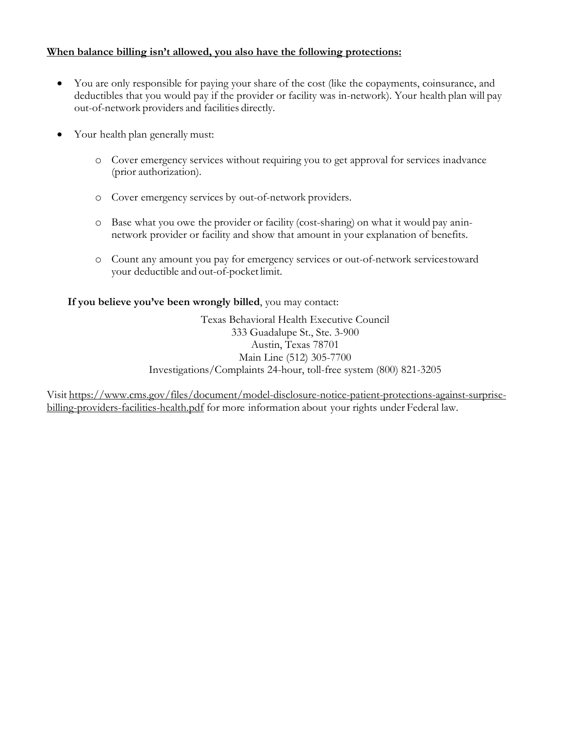**<u>When balance billing isn't allowed, you also have the following protections:</u>**

- You are only responsible for paying your share of the cost (like the copayments, coinsurance, and deductibles that you would pay if the provider or facility was in-network). Your health plan will pay out-of-network providers and facilities directly.

- Your health plan generally must:

  - Cover emergency services without requiring you to get approval for services inadvance (prior authorization).

  - Cover emergency services by out-of-network providers.

  - Base what you owe the provider or facility (cost-sharing) on what it would pay anin-network provider or facility and show that amount in your explanation of benefits.

  - Count any amount you pay for emergency services or out-of-network servicestoward your deductible and out-of-pocket limit.

**If you believe you've been wrongly billed**, you may contact:

Texas Behavioral Health Executive Council
333 Guadalupe St., Ste. 3-900
Austin, Texas 78701
Main Line (512) 305-7700
Investigations/Complaints 24-hour, toll-free system (800) 821-3205

Visit https://www.cms.gov/files/document/model-disclosure-notice-patient-protections-against-surprise-billing-providers-facilities-health.pdf for more information about your rights under Federal law.